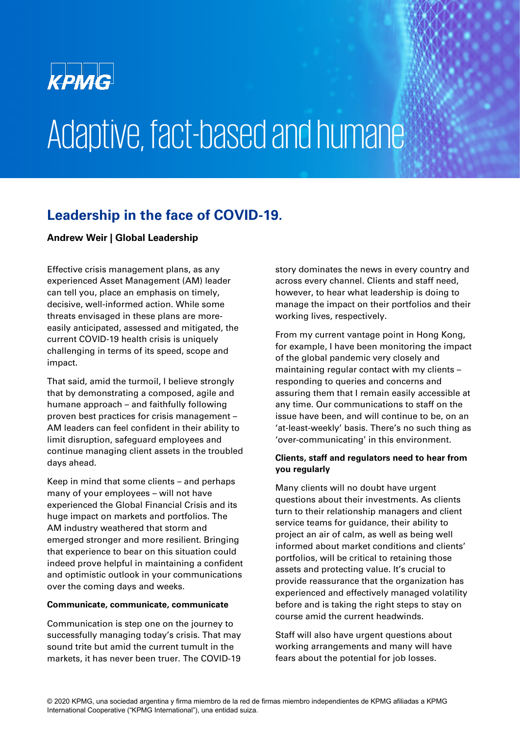# Adaptive, fact-based and humane

## Leadership in the face of COVID-19.

**Andrew Weir | Global Leadership**

Effective crisis management plans, as any experienced Asset Management (AM) leader can tell you, place an emphasis on timely, decisive, well-informed action. While some threats envisaged in these plans are more-easily anticipated, assessed and mitigated, the current COVID-19 health crisis is uniquely challenging in terms of its speed, scope and impact.

That said, amid the turmoil, I believe strongly that by demonstrating a composed, agile and humane approach – and faithfully following proven best practices for crisis management – AM leaders can feel confident in their ability to limit disruption, safeguard employees and continue managing client assets in the troubled days ahead.

Keep in mind that some clients – and perhaps many of your employees – will not have experienced the Global Financial Crisis and its huge impact on markets and portfolios. The AM industry weathered that storm and emerged stronger and more resilient. Bringing that experience to bear on this situation could indeed prove helpful in maintaining a confident and optimistic outlook in your communications over the coming days and weeks.

**Communicate, communicate, communicate**

Communication is step one on the journey to successfully managing today's crisis. That may sound trite but amid the current tumult in the markets, it has never been truer. The COVID-19 story dominates the news in every country and across every channel. Clients and staff need, however, to hear what leadership is doing to manage the impact on their portfolios and their working lives, respectively.

From my current vantage point in Hong Kong, for example, I have been monitoring the impact of the global pandemic very closely and maintaining regular contact with my clients – responding to queries and concerns and assuring them that I remain easily accessible at any time. Our communications to staff on the issue have been, and will continue to be, on an 'at-least-weekly' basis. There's no such thing as 'over-communicating' in this environment.

**Clients, staff and regulators need to hear from you regularly**

Many clients will no doubt have urgent questions about their investments. As clients turn to their relationship managers and client service teams for guidance, their ability to project an air of calm, as well as being well informed about market conditions and clients' portfolios, will be critical to retaining those assets and protecting value. It's crucial to provide reassurance that the organization has experienced and effectively managed volatility before and is taking the right steps to stay on course amid the current headwinds.

Staff will also have urgent questions about working arrangements and many will have fears about the potential for job losses.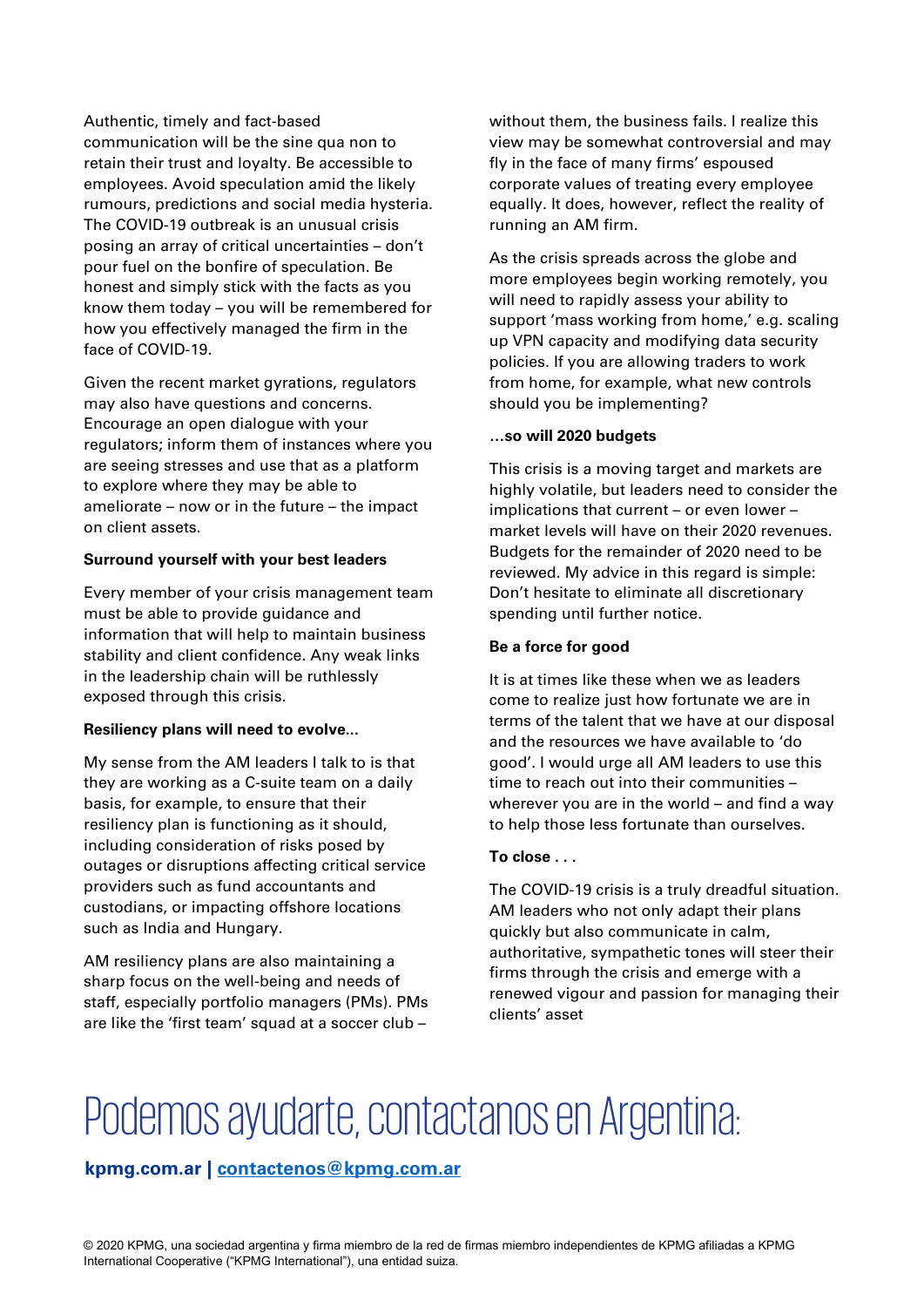Authentic, timely and fact-based communication will be the sine qua non to retain their trust and loyalty. Be accessible to employees. Avoid speculation amid the likely rumours, predictions and social media hysteria. The COVID-19 outbreak is an unusual crisis posing an array of critical uncertainties – don't pour fuel on the bonfire of speculation. Be honest and simply stick with the facts as you know them today – you will be remembered for how you effectively managed the firm in the face of COVID-19.

Given the recent market gyrations, regulators may also have questions and concerns. Encourage an open dialogue with your regulators; inform them of instances where you are seeing stresses and use that as a platform to explore where they may be able to ameliorate – now or in the future – the impact on client assets.

**Surround yourself with your best leaders**

Every member of your crisis management team must be able to provide guidance and information that will help to maintain business stability and client confidence. Any weak links in the leadership chain will be ruthlessly exposed through this crisis.

**Resiliency plans will need to evolve...**

My sense from the AM leaders I talk to is that they are working as a C-suite team on a daily basis, for example, to ensure that their resiliency plan is functioning as it should, including consideration of risks posed by outages or disruptions affecting critical service providers such as fund accountants and custodians, or impacting offshore locations such as India and Hungary.

AM resiliency plans are also maintaining a sharp focus on the well-being and needs of staff, especially portfolio managers (PMs). PMs are like the 'first team' squad at a soccer club – without them, the business fails. I realize this view may be somewhat controversial and may fly in the face of many firms' espoused corporate values of treating every employee equally. It does, however, reflect the reality of running an AM firm.

As the crisis spreads across the globe and more employees begin working remotely, you will need to rapidly assess your ability to support 'mass working from home,' e.g. scaling up VPN capacity and modifying data security policies. If you are allowing traders to work from home, for example, what new controls should you be implementing?

**...so will 2020 budgets**

This crisis is a moving target and markets are highly volatile, but leaders need to consider the implications that current – or even lower – market levels will have on their 2020 revenues. Budgets for the remainder of 2020 need to be reviewed. My advice in this regard is simple: Don't hesitate to eliminate all discretionary spending until further notice.

**Be a force for good**

It is at times like these when we as leaders come to realize just how fortunate we are in terms of the talent that we have at our disposal and the resources we have available to 'do good'. I would urge all AM leaders to use this time to reach out into their communities – wherever you are in the world – and find a way to help those less fortunate than ourselves.

**To close . . .**

The COVID-19 crisis is a truly dreadful situation. AM leaders who not only adapt their plans quickly but also communicate in calm, authoritative, sympathetic tones will steer their firms through the crisis and emerge with a renewed vigour and passion for managing their clients' asset

# Podemos ayudarte, contactanos en Argentina:

**kpmg.com.ar | contactenos@kpmg.com.ar**

© 2020 KPMG, una sociedad argentina y firma miembro de la red de firmas miembro independientes de KPMG afiliadas a KPMG International Cooperative ("KPMG International"), una entidad suiza.